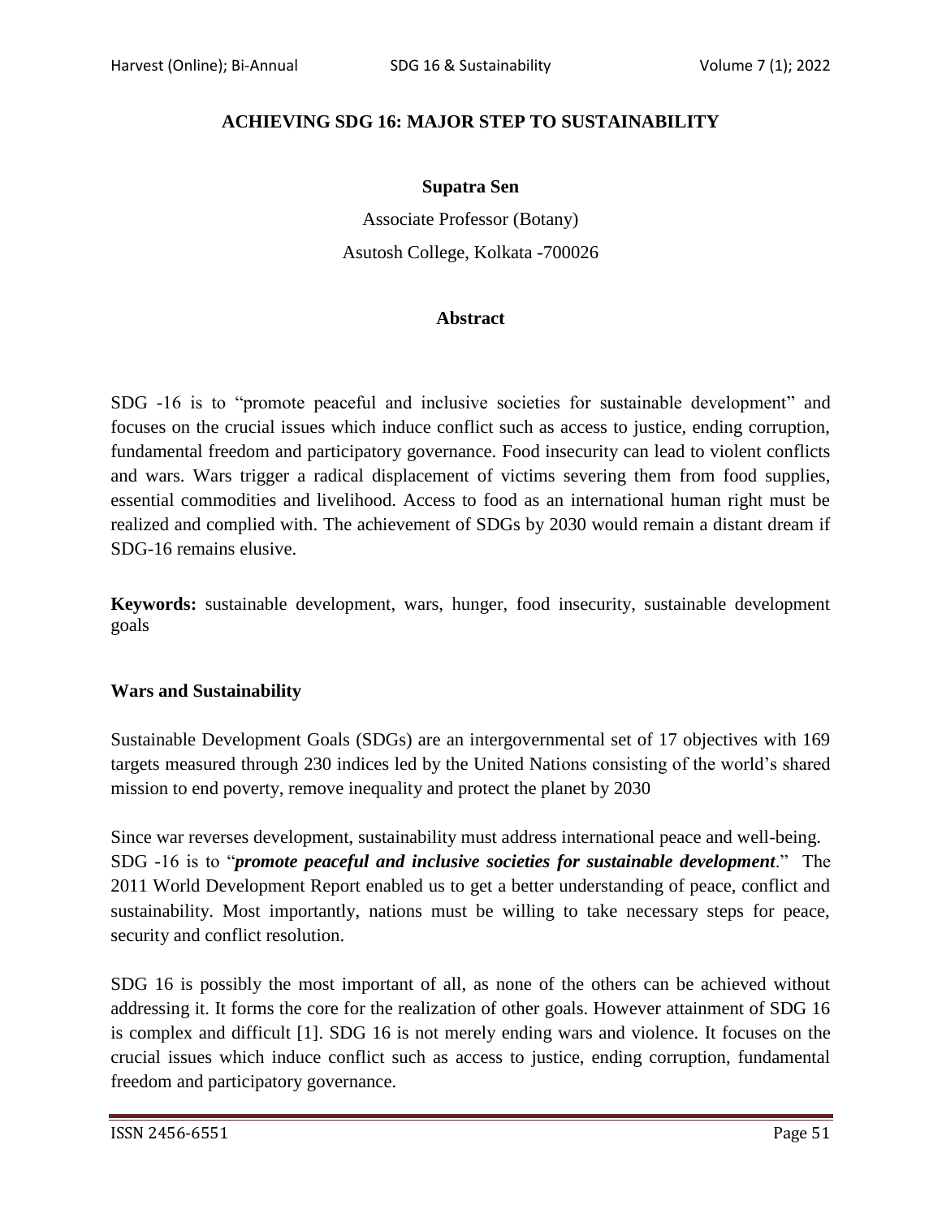# ACHIEVING SDG 16: MAJOR STEP TO SUSTAINABILITY

**Supatra Sen**

Associate Professor (Botany)

Asutosh College, Kolkata -700026

## Abstract

SDG -16 is to "promote peaceful and inclusive societies for sustainable development" and focuses on the crucial issues which induce conflict such as access to justice, ending corruption, fundamental freedom and participatory governance. Food insecurity can lead to violent conflicts and wars. Wars trigger a radical displacement of victims severing them from food supplies, essential commodities and livelihood. Access to food as an international human right must be realized and complied with. The achievement of SDGs by 2030 would remain a distant dream if SDG-16 remains elusive.

**Keywords:** sustainable development, wars, hunger, food insecurity, sustainable development goals

## Wars and Sustainability

Sustainable Development Goals (SDGs) are an intergovernmental set of 17 objectives with 169 targets measured through 230 indices led by the United Nations consisting of the world's shared mission to end poverty, remove inequality and protect the planet by 2030

Since war reverses development, sustainability must address international peace and well-being. SDG -16 is to "***promote peaceful and inclusive societies for sustainable development***." The 2011 World Development Report enabled us to get a better understanding of peace, conflict and sustainability. Most importantly, nations must be willing to take necessary steps for peace, security and conflict resolution.

SDG 16 is possibly the most important of all, as none of the others can be achieved without addressing it. It forms the core for the realization of other goals. However attainment of SDG 16 is complex and difficult [1]. SDG 16 is not merely ending wars and violence. It focuses on the crucial issues which induce conflict such as access to justice, ending corruption, fundamental freedom and participatory governance.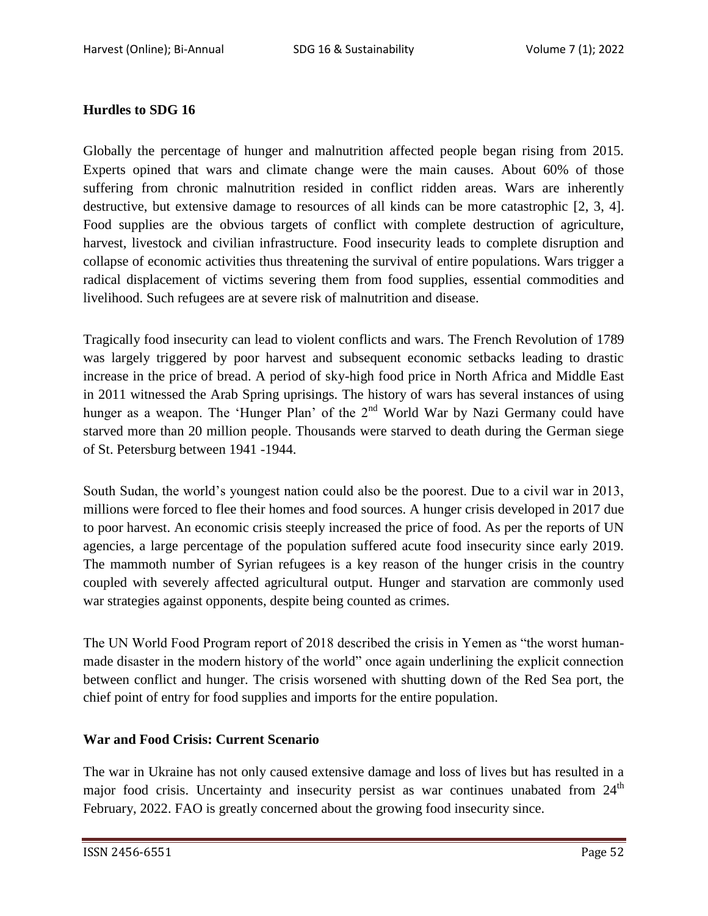## Hurdles to SDG 16

Globally the percentage of hunger and malnutrition affected people began rising from 2015. Experts opined that wars and climate change were the main causes. About 60% of those suffering from chronic malnutrition resided in conflict ridden areas. Wars are inherently destructive, but extensive damage to resources of all kinds can be more catastrophic [2, 3, 4]. Food supplies are the obvious targets of conflict with complete destruction of agriculture, harvest, livestock and civilian infrastructure. Food insecurity leads to complete disruption and collapse of economic activities thus threatening the survival of entire populations. Wars trigger a radical displacement of victims severing them from food supplies, essential commodities and livelihood. Such refugees are at severe risk of malnutrition and disease.

Tragically food insecurity can lead to violent conflicts and wars. The French Revolution of 1789 was largely triggered by poor harvest and subsequent economic setbacks leading to drastic increase in the price of bread. A period of sky-high food price in North Africa and Middle East in 2011 witnessed the Arab Spring uprisings. The history of wars has several instances of using hunger as a weapon. The 'Hunger Plan' of the 2nd World War by Nazi Germany could have starved more than 20 million people. Thousands were starved to death during the German siege of St. Petersburg between 1941 -1944.

South Sudan, the world's youngest nation could also be the poorest. Due to a civil war in 2013, millions were forced to flee their homes and food sources. A hunger crisis developed in 2017 due to poor harvest. An economic crisis steeply increased the price of food. As per the reports of UN agencies, a large percentage of the population suffered acute food insecurity since early 2019. The mammoth number of Syrian refugees is a key reason of the hunger crisis in the country coupled with severely affected agricultural output. Hunger and starvation are commonly used war strategies against opponents, despite being counted as crimes.

The UN World Food Program report of 2018 described the crisis in Yemen as "the worst human-made disaster in the modern history of the world" once again underlining the explicit connection between conflict and hunger. The crisis worsened with shutting down of the Red Sea port, the chief point of entry for food supplies and imports for the entire population.

## War and Food Crisis: Current Scenario

The war in Ukraine has not only caused extensive damage and loss of lives but has resulted in a major food crisis. Uncertainty and insecurity persist as war continues unabated from 24th February, 2022. FAO is greatly concerned about the growing food insecurity since.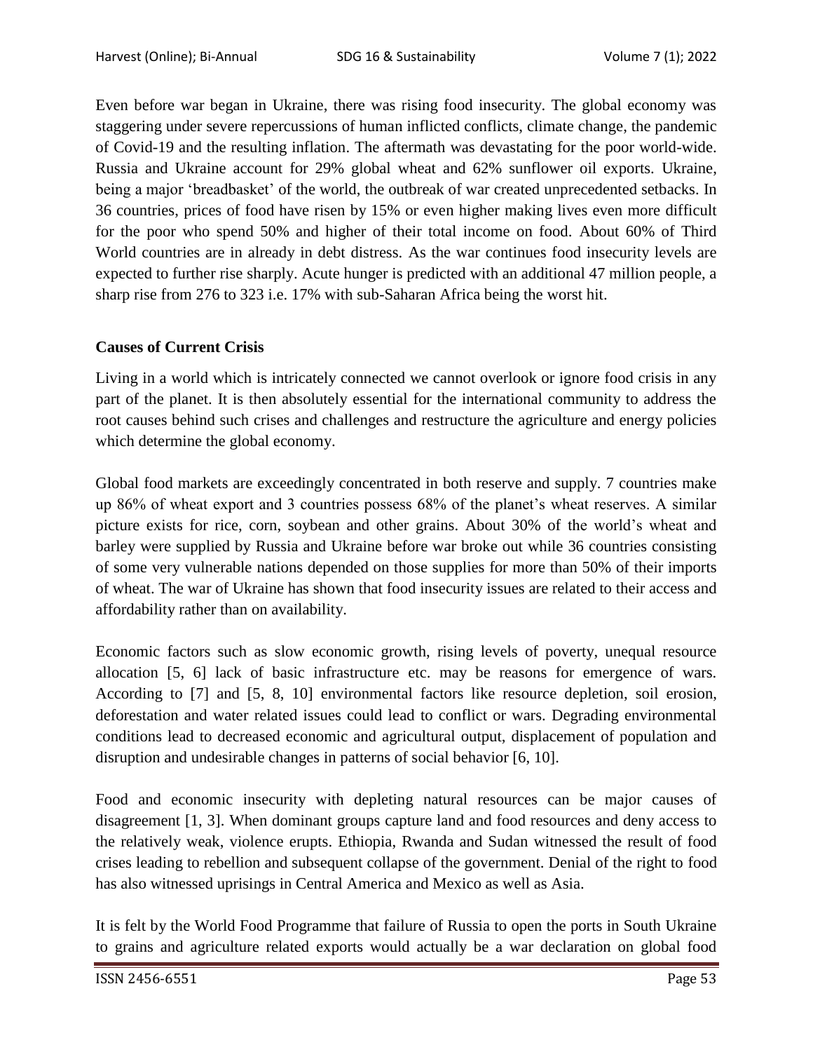Even before war began in Ukraine, there was rising food insecurity. The global economy was staggering under severe repercussions of human inflicted conflicts, climate change, the pandemic of Covid-19 and the resulting inflation. The aftermath was devastating for the poor world-wide. Russia and Ukraine account for 29% global wheat and 62% sunflower oil exports. Ukraine, being a major 'breadbasket' of the world, the outbreak of war created unprecedented setbacks. In 36 countries, prices of food have risen by 15% or even higher making lives even more difficult for the poor who spend 50% and higher of their total income on food. About 60% of Third World countries are in already in debt distress. As the war continues food insecurity levels are expected to further rise sharply. Acute hunger is predicted with an additional 47 million people, a sharp rise from 276 to 323 i.e. 17% with sub-Saharan Africa being the worst hit.

**Causes of Current Crisis**

Living in a world which is intricately connected we cannot overlook or ignore food crisis in any part of the planet. It is then absolutely essential for the international community to address the root causes behind such crises and challenges and restructure the agriculture and energy policies which determine the global economy.

Global food markets are exceedingly concentrated in both reserve and supply. 7 countries make up 86% of wheat export and 3 countries possess 68% of the planet's wheat reserves. A similar picture exists for rice, corn, soybean and other grains. About 30% of the world's wheat and barley were supplied by Russia and Ukraine before war broke out while 36 countries consisting of some very vulnerable nations depended on those supplies for more than 50% of their imports of wheat. The war of Ukraine has shown that food insecurity issues are related to their access and affordability rather than on availability.

Economic factors such as slow economic growth, rising levels of poverty, unequal resource allocation [5, 6] lack of basic infrastructure etc. may be reasons for emergence of wars. According to [7] and [5, 8, 10] environmental factors like resource depletion, soil erosion, deforestation and water related issues could lead to conflict or wars. Degrading environmental conditions lead to decreased economic and agricultural output, displacement of population and disruption and undesirable changes in patterns of social behavior [6, 10].

Food and economic insecurity with depleting natural resources can be major causes of disagreement [1, 3]. When dominant groups capture land and food resources and deny access to the relatively weak, violence erupts. Ethiopia, Rwanda and Sudan witnessed the result of food crises leading to rebellion and subsequent collapse of the government. Denial of the right to food has also witnessed uprisings in Central America and Mexico as well as Asia.

It is felt by the World Food Programme that failure of Russia to open the ports in South Ukraine to grains and agriculture related exports would actually be a war declaration on global food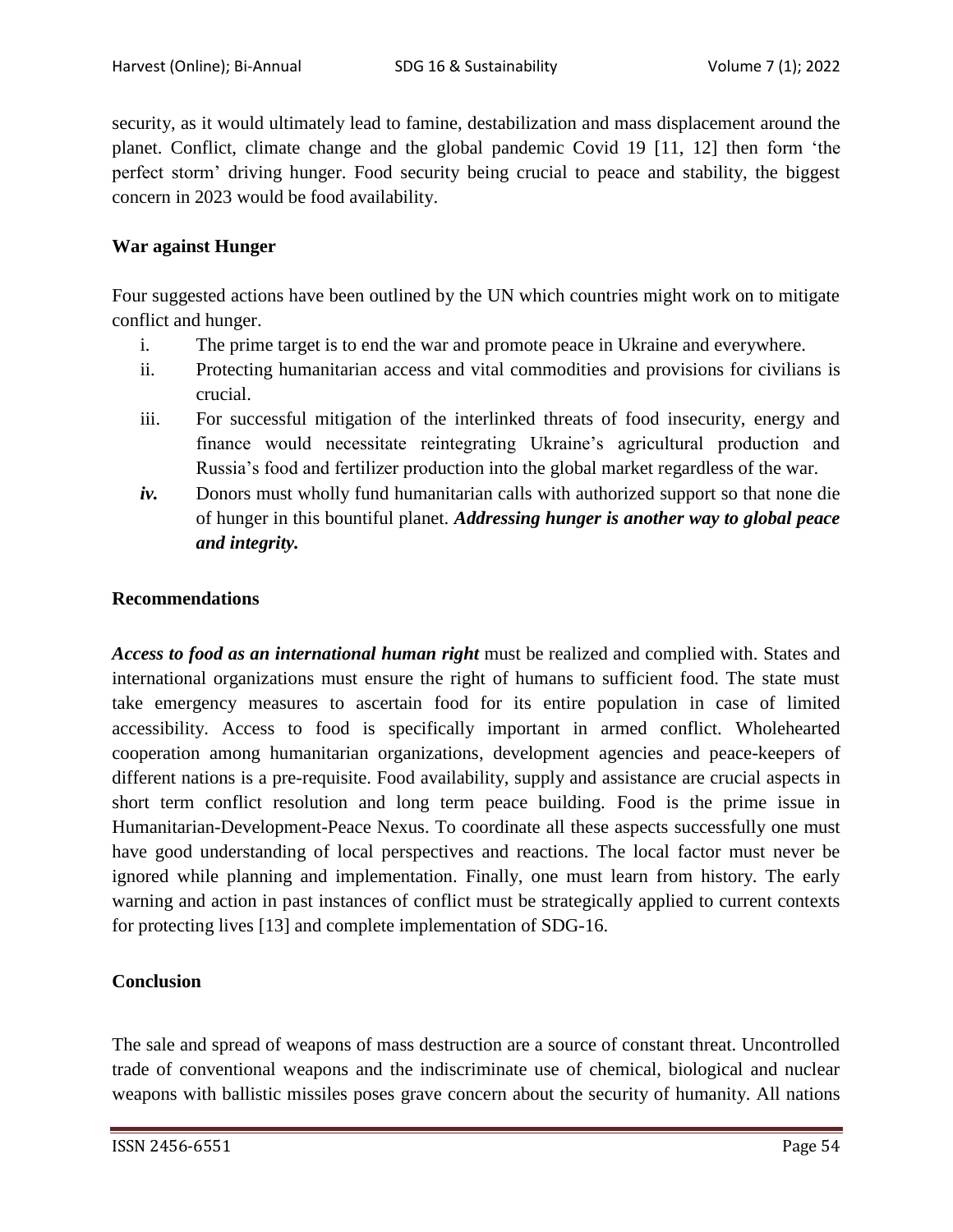security, as it would ultimately lead to famine, destabilization and mass displacement around the planet. Conflict, climate change and the global pandemic Covid 19 [11, 12] then form 'the perfect storm' driving hunger. Food security being crucial to peace and stability, the biggest concern in 2023 would be food availability.

### War against Hunger

Four suggested actions have been outlined by the UN which countries might work on to mitigate conflict and hunger.

i. The prime target is to end the war and promote peace in Ukraine and everywhere.

ii. Protecting humanitarian access and vital commodities and provisions for civilians is crucial.

iii. For successful mitigation of the interlinked threats of food insecurity, energy and finance would necessitate reintegrating Ukraine's agricultural production and Russia's food and fertilizer production into the global market regardless of the war.

***iv.*** Donors must wholly fund humanitarian calls with authorized support so that none die of hunger in this bountiful planet. ***Addressing hunger is another way to global peace and integrity.***

### Recommendations

***Access to food as an international human right*** must be realized and complied with. States and international organizations must ensure the right of humans to sufficient food. The state must take emergency measures to ascertain food for its entire population in case of limited accessibility. Access to food is specifically important in armed conflict. Wholehearted cooperation among humanitarian organizations, development agencies and peace-keepers of different nations is a pre-requisite. Food availability, supply and assistance are crucial aspects in short term conflict resolution and long term peace building. Food is the prime issue in Humanitarian-Development-Peace Nexus. To coordinate all these aspects successfully one must have good understanding of local perspectives and reactions. The local factor must never be ignored while planning and implementation. Finally, one must learn from history. The early warning and action in past instances of conflict must be strategically applied to current contexts for protecting lives [13] and complete implementation of SDG-16.

### Conclusion

The sale and spread of weapons of mass destruction are a source of constant threat. Uncontrolled trade of conventional weapons and the indiscriminate use of chemical, biological and nuclear weapons with ballistic missiles poses grave concern about the security of humanity. All nations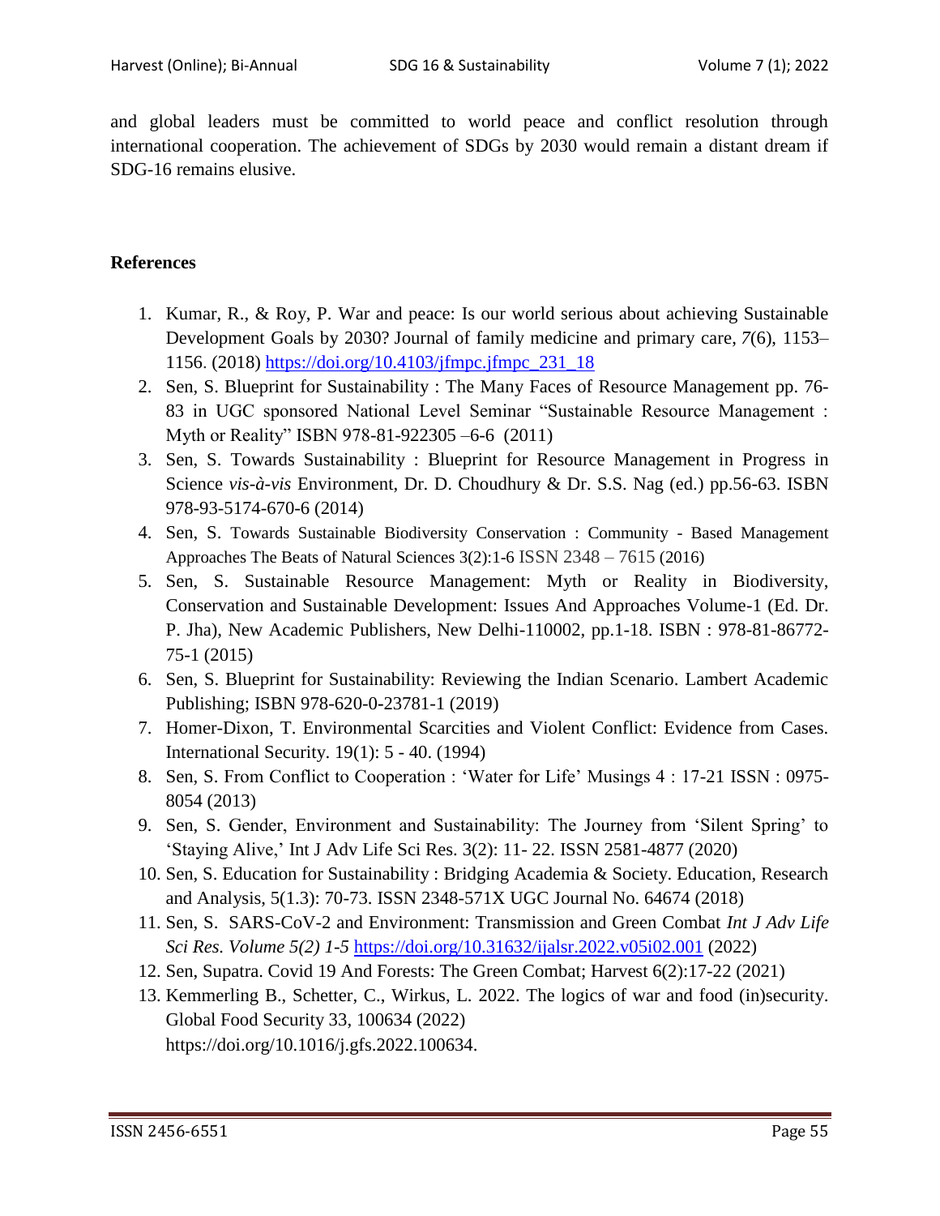and global leaders must be committed to world peace and conflict resolution through international cooperation. The achievement of SDGs by 2030 would remain a distant dream if SDG-16 remains elusive.

**References**

1. Kumar, R., & Roy, P. War and peace: Is our world serious about achieving Sustainable Development Goals by 2030? Journal of family medicine and primary care, *7*(6), 1153–1156. (2018) https://doi.org/10.4103/jfmpc.jfmpc_231_18
2. Sen, S. Blueprint for Sustainability : The Many Faces of Resource Management pp. 76-83 in UGC sponsored National Level Seminar "Sustainable Resource Management : Myth or Reality" ISBN 978-81-922305 –6-6 (2011)
3. Sen, S. Towards Sustainability : Blueprint for Resource Management in Progress in Science *vis-à-vis* Environment, Dr. D. Choudhury & Dr. S.S. Nag (ed.) pp.56-63. ISBN 978-93-5174-670-6 (2014)
4. Sen, S. Towards Sustainable Biodiversity Conservation : Community - Based Management Approaches The Beats of Natural Sciences 3(2):1-6 ISSN 2348 – 7615 (2016)
5. Sen, S. Sustainable Resource Management: Myth or Reality in Biodiversity, Conservation and Sustainable Development: Issues And Approaches Volume-1 (Ed. Dr. P. Jha), New Academic Publishers, New Delhi-110002, pp.1-18. ISBN : 978-81-86772-75-1 (2015)
6. Sen, S. Blueprint for Sustainability: Reviewing the Indian Scenario. Lambert Academic Publishing; ISBN 978-620-0-23781-1 (2019)
7. Homer-Dixon, T. Environmental Scarcities and Violent Conflict: Evidence from Cases. International Security. 19(1): 5 - 40. (1994)
8. Sen, S. From Conflict to Cooperation : 'Water for Life' Musings 4 : 17-21 ISSN : 0975-8054 (2013)
9. Sen, S. Gender, Environment and Sustainability: The Journey from 'Silent Spring' to 'Staying Alive,' Int J Adv Life Sci Res. 3(2): 11- 22. ISSN 2581-4877 (2020)
10. Sen, S. Education for Sustainability : Bridging Academia & Society. Education, Research and Analysis, 5(1.3): 70-73. ISSN 2348-571X UGC Journal No. 64674 (2018)
11. Sen, S. SARS-CoV-2 and Environment: Transmission and Green Combat *Int J Adv Life Sci Res. Volume 5(2) 1-5* https://doi.org/10.31632/ijalsr.2022.v05i02.001 (2022)
12. Sen, Supatra. Covid 19 And Forests: The Green Combat; Harvest 6(2):17-22 (2021)
13. Kemmerling B., Schetter, C., Wirkus, L. 2022. The logics of war and food (in)security. Global Food Security 33, 100634 (2022) https://doi.org/10.1016/j.gfs.2022.100634.